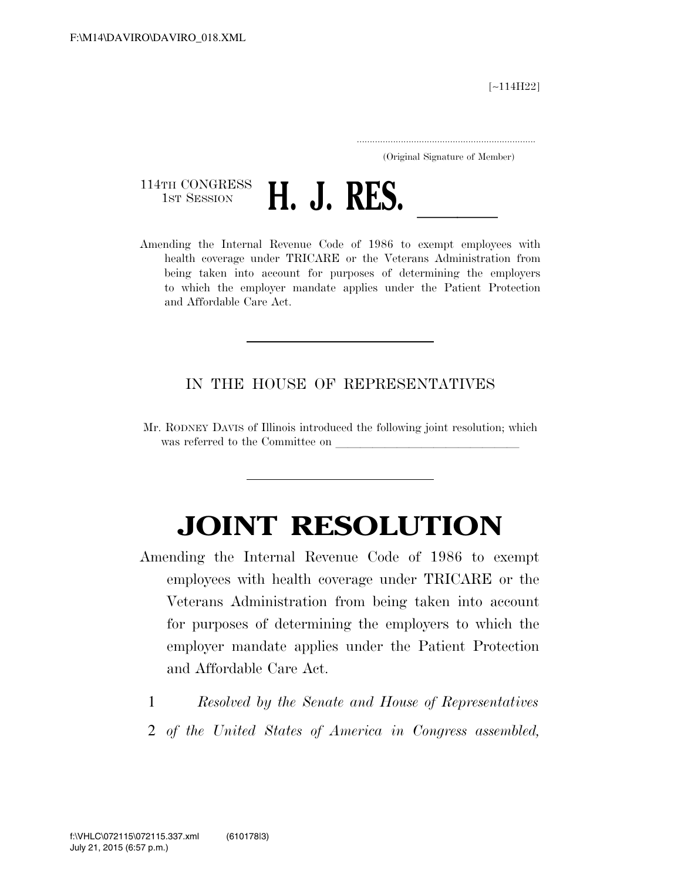F:\M14\DAVIRO\DAVIRO_018.XML

[~114H22]

.....................................................................

(Original Signature of Member)

114TH CONGRESS
1ST SESSION

# H. J. RES. \_\_\_\_\_\_

Amending the Internal Revenue Code of 1986 to exempt employees with health coverage under TRICARE or the Veterans Administration from being taken into account for purposes of determining the employers to which the employer mandate applies under the Patient Protection and Affordable Care Act.

---

IN THE HOUSE OF REPRESENTATIVES

Mr. RODNEY DAVIS of Illinois introduced the following joint resolution; which was referred to the Committee on \_\_\_\_\_\_\_\_\_\_\_\_\_\_\_\_\_\_\_\_\_\_\_\_\_\_\_\_\_\_

---

# JOINT RESOLUTION

Amending the Internal Revenue Code of 1986 to exempt employees with health coverage under TRICARE or the Veterans Administration from being taken into account for purposes of determining the employers to which the employer mandate applies under the Patient Protection and Affordable Care Act.

1 *Resolved by the Senate and House of Representatives*
2 *of the United States of America in Congress assembled,*

f:\VHLC\072115\072115.337.xml (610178|3)
July 21, 2015 (6:57 p.m.)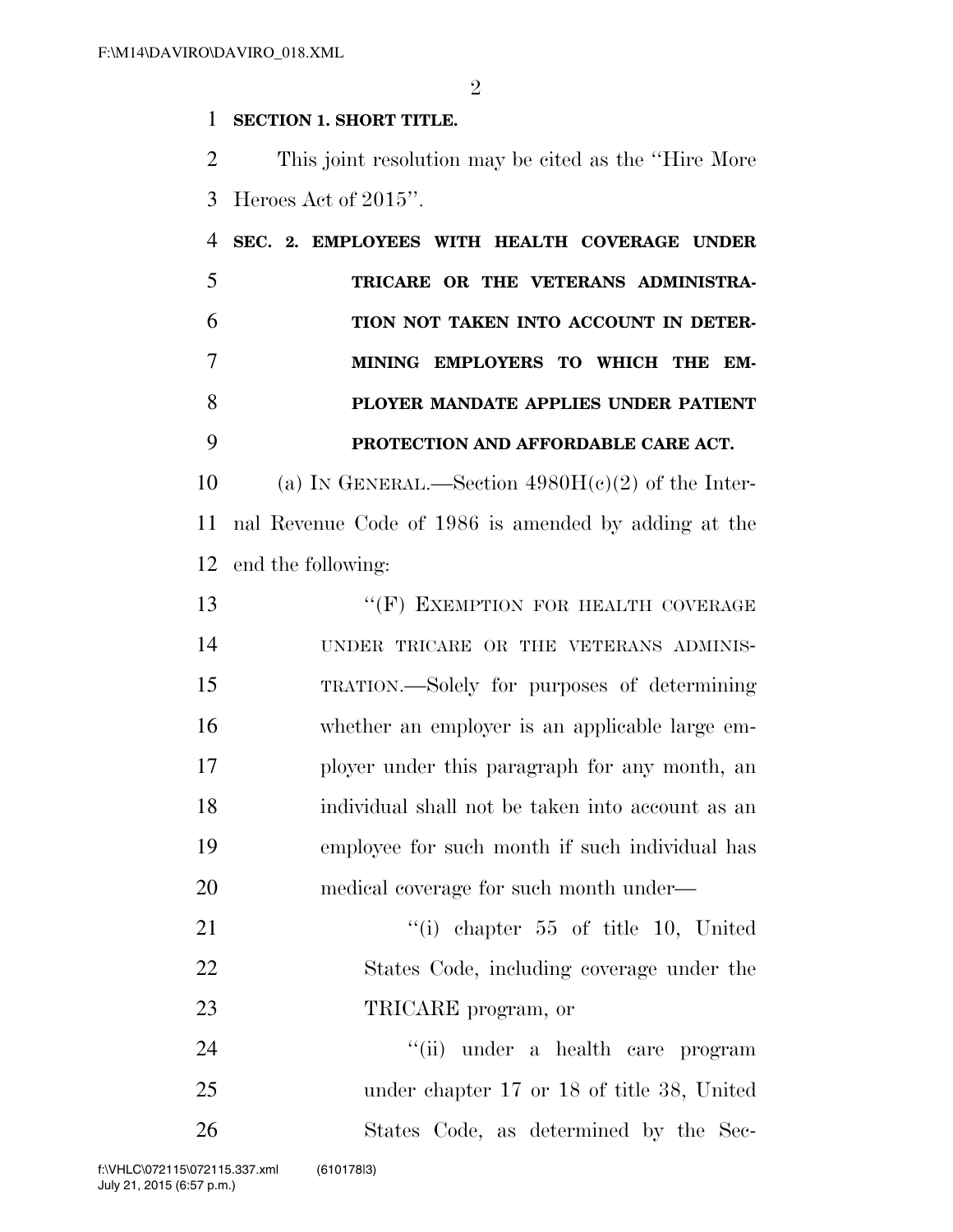**SECTION 1. SHORT TITLE.**

This joint resolution may be cited as the "Hire More Heroes Act of 2015".

**SEC. 2. EMPLOYEES WITH HEALTH COVERAGE UNDER TRICARE OR THE VETERANS ADMINISTRATION NOT TAKEN INTO ACCOUNT IN DETERMINING EMPLOYERS TO WHICH THE EMPLOYER MANDATE APPLIES UNDER PATIENT PROTECTION AND AFFORDABLE CARE ACT.**

(a) IN GENERAL.—Section 4980H(c)(2) of the Internal Revenue Code of 1986 is amended by adding at the end the following:

"(F) EXEMPTION FOR HEALTH COVERAGE UNDER TRICARE OR THE VETERANS ADMINISTRATION.—Solely for purposes of determining whether an employer is an applicable large employer under this paragraph for any month, an individual shall not be taken into account as an employee for such month if such individual has medical coverage for such month under—

"(i) chapter 55 of title 10, United States Code, including coverage under the TRICARE program, or

"(ii) under a health care program under chapter 17 or 18 of title 38, United States Code, as determined by the Sec-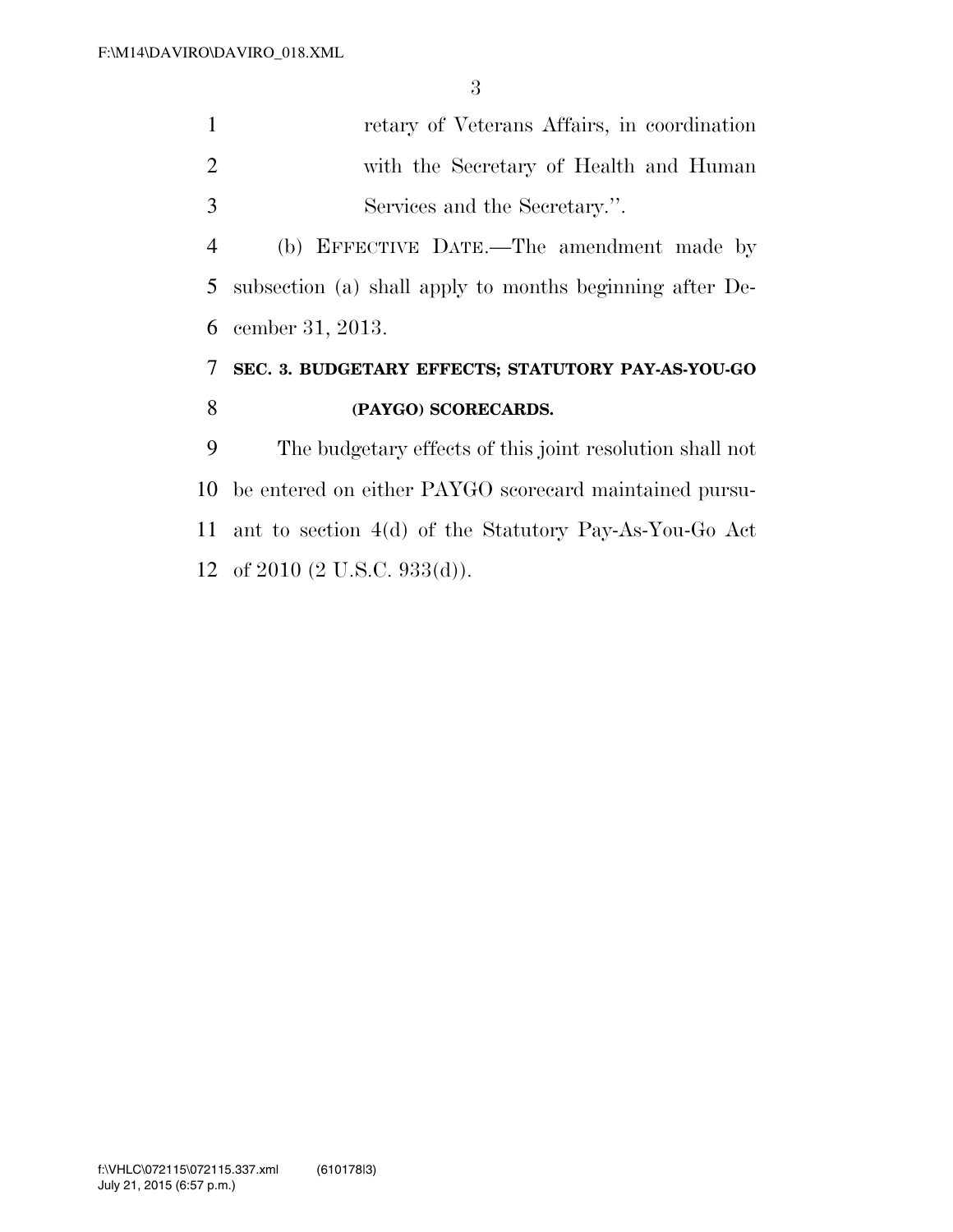retary of Veterans Affairs, in coordination with the Secretary of Health and Human Services and the Secretary.''.

(b) EFFECTIVE DATE.—The amendment made by subsection (a) shall apply to months beginning after December 31, 2013.

**SEC. 3. BUDGETARY EFFECTS; STATUTORY PAY-AS-YOU-GO (PAYGO) SCORECARDS.**

The budgetary effects of this joint resolution shall not be entered on either PAYGO scorecard maintained pursuant to section 4(d) of the Statutory Pay-As-You-Go Act of 2010 (2 U.S.C. 933(d)).